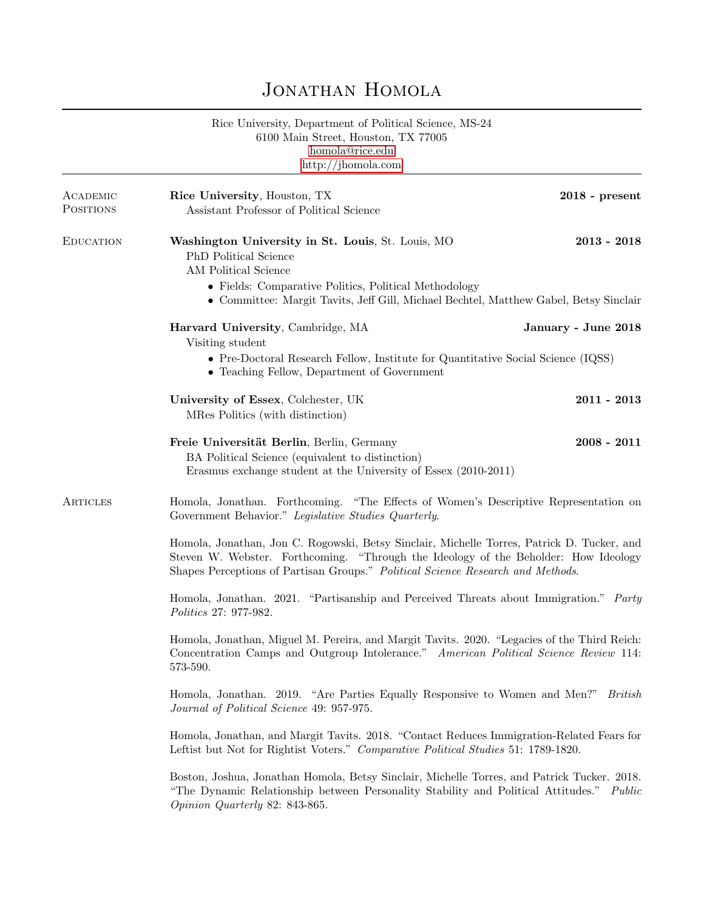# Jonathan Homola

Rice University, Department of Political Science, MS-24
6100 Main Street, Houston, TX 77005
homola@rice.edu
http://jhomola.com

## Academic Positions

**Rice University**, Houston, TX — **2018 - present**
Assistant Professor of Political Science

## Education

**Washington University in St. Louis**, St. Louis, MO — **2013 - 2018**
PhD Political Science
AM Political Science

- Fields: Comparative Politics, Political Methodology
- Committee: Margit Tavits, Jeff Gill, Michael Bechtel, Matthew Gabel, Betsy Sinclair

**Harvard University**, Cambridge, MA — **January - June 2018**
Visiting student

- Pre-Doctoral Research Fellow, Institute for Quantitative Social Science (IQSS)
- Teaching Fellow, Department of Government

**University of Essex**, Colchester, UK — **2011 - 2013**
MRes Politics (with distinction)

**Freie Universität Berlin**, Berlin, Germany — **2008 - 2011**
BA Political Science (equivalent to distinction)
Erasmus exchange student at the University of Essex (2010-2011)

## Articles

Homola, Jonathan. Forthcoming. "The Effects of Women's Descriptive Representation on Government Behavior." *Legislative Studies Quarterly*.

Homola, Jonathan, Jon C. Rogowski, Betsy Sinclair, Michelle Torres, Patrick D. Tucker, and Steven W. Webster. Forthcoming. "Through the Ideology of the Beholder: How Ideology Shapes Perceptions of Partisan Groups." *Political Science Research and Methods*.

Homola, Jonathan. 2021. "Partisanship and Perceived Threats about Immigration." *Party Politics* 27: 977-982.

Homola, Jonathan, Miguel M. Pereira, and Margit Tavits. 2020. "Legacies of the Third Reich: Concentration Camps and Outgroup Intolerance." *American Political Science Review* 114: 573-590.

Homola, Jonathan. 2019. "Are Parties Equally Responsive to Women and Men?" *British Journal of Political Science* 49: 957-975.

Homola, Jonathan, and Margit Tavits. 2018. "Contact Reduces Immigration-Related Fears for Leftist but Not for Rightist Voters." *Comparative Political Studies* 51: 1789-1820.

Boston, Joshua, Jonathan Homola, Betsy Sinclair, Michelle Torres, and Patrick Tucker. 2018. "The Dynamic Relationship between Personality Stability and Political Attitudes." *Public Opinion Quarterly* 82: 843-865.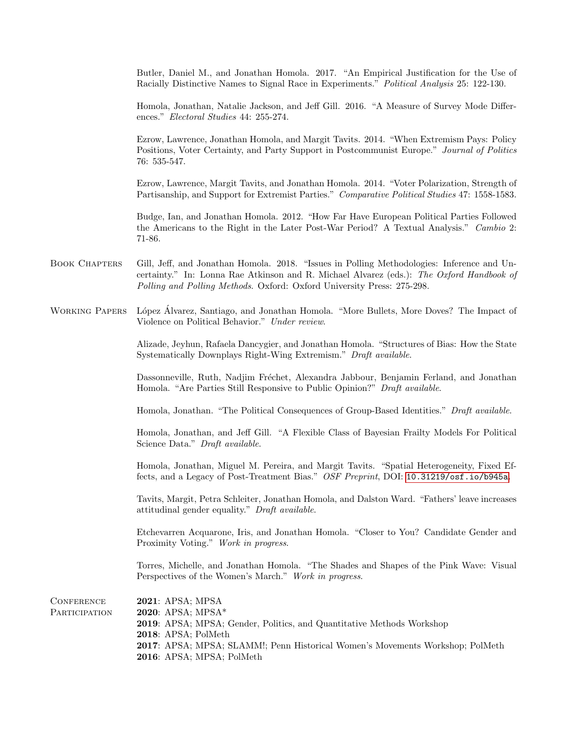Butler, Daniel M., and Jonathan Homola. 2017. "An Empirical Justification for the Use of Racially Distinctive Names to Signal Race in Experiments." *Political Analysis* 25: 122-130.

Homola, Jonathan, Natalie Jackson, and Jeff Gill. 2016. "A Measure of Survey Mode Differences." *Electoral Studies* 44: 255-274.

Ezrow, Lawrence, Jonathan Homola, and Margit Tavits. 2014. "When Extremism Pays: Policy Positions, Voter Certainty, and Party Support in Postcommunist Europe." *Journal of Politics* 76: 535-547.

Ezrow, Lawrence, Margit Tavits, and Jonathan Homola. 2014. "Voter Polarization, Strength of Partisanship, and Support for Extremist Parties." *Comparative Political Studies* 47: 1558-1583.

Budge, Ian, and Jonathan Homola. 2012. "How Far Have European Political Parties Followed the Americans to the Right in the Later Post-War Period? A Textual Analysis." *Cambio* 2: 71-86.

## Book Chapters

Gill, Jeff, and Jonathan Homola. 2018. "Issues in Polling Methodologies: Inference and Uncertainty." In: Lonna Rae Atkinson and R. Michael Alvarez (eds.): *The Oxford Handbook of Polling and Polling Methods*. Oxford: Oxford University Press: 275-298.

## Working Papers

López Álvarez, Santiago, and Jonathan Homola. "More Bullets, More Doves? The Impact of Violence on Political Behavior." *Under review*.

Alizade, Jeyhun, Rafaela Dancygier, and Jonathan Homola. "Structures of Bias: How the State Systematically Downplays Right-Wing Extremism." *Draft available*.

Dassonneville, Ruth, Nadjim Fréchet, Alexandra Jabbour, Benjamin Ferland, and Jonathan Homola. "Are Parties Still Responsive to Public Opinion?" *Draft available*.

Homola, Jonathan. "The Political Consequences of Group-Based Identities." *Draft available*.

Homola, Jonathan, and Jeff Gill. "A Flexible Class of Bayesian Frailty Models For Political Science Data." *Draft available*.

Homola, Jonathan, Miguel M. Pereira, and Margit Tavits. "Spatial Heterogeneity, Fixed Effects, and a Legacy of Post-Treatment Bias." *OSF Preprint*, DOI: 10.31219/osf.io/b945a.

Tavits, Margit, Petra Schleiter, Jonathan Homola, and Dalston Ward. "Fathers' leave increases attitudinal gender equality." *Draft available*.

Etchevarren Acquarone, Iris, and Jonathan Homola. "Closer to You? Candidate Gender and Proximity Voting." *Work in progress*.

Torres, Michelle, and Jonathan Homola. "The Shades and Shapes of the Pink Wave: Visual Perspectives of the Women's March." *Work in progress*.

## Conference Participation

**2021**: APSA; MPSA
**2020**: APSA; MPSA*
**2019**: APSA; MPSA; Gender, Politics, and Quantitative Methods Workshop
**2018**: APSA; PolMeth
**2017**: APSA; MPSA; SLAMM!; Penn Historical Women's Movements Workshop; PolMeth
**2016**: APSA; MPSA; PolMeth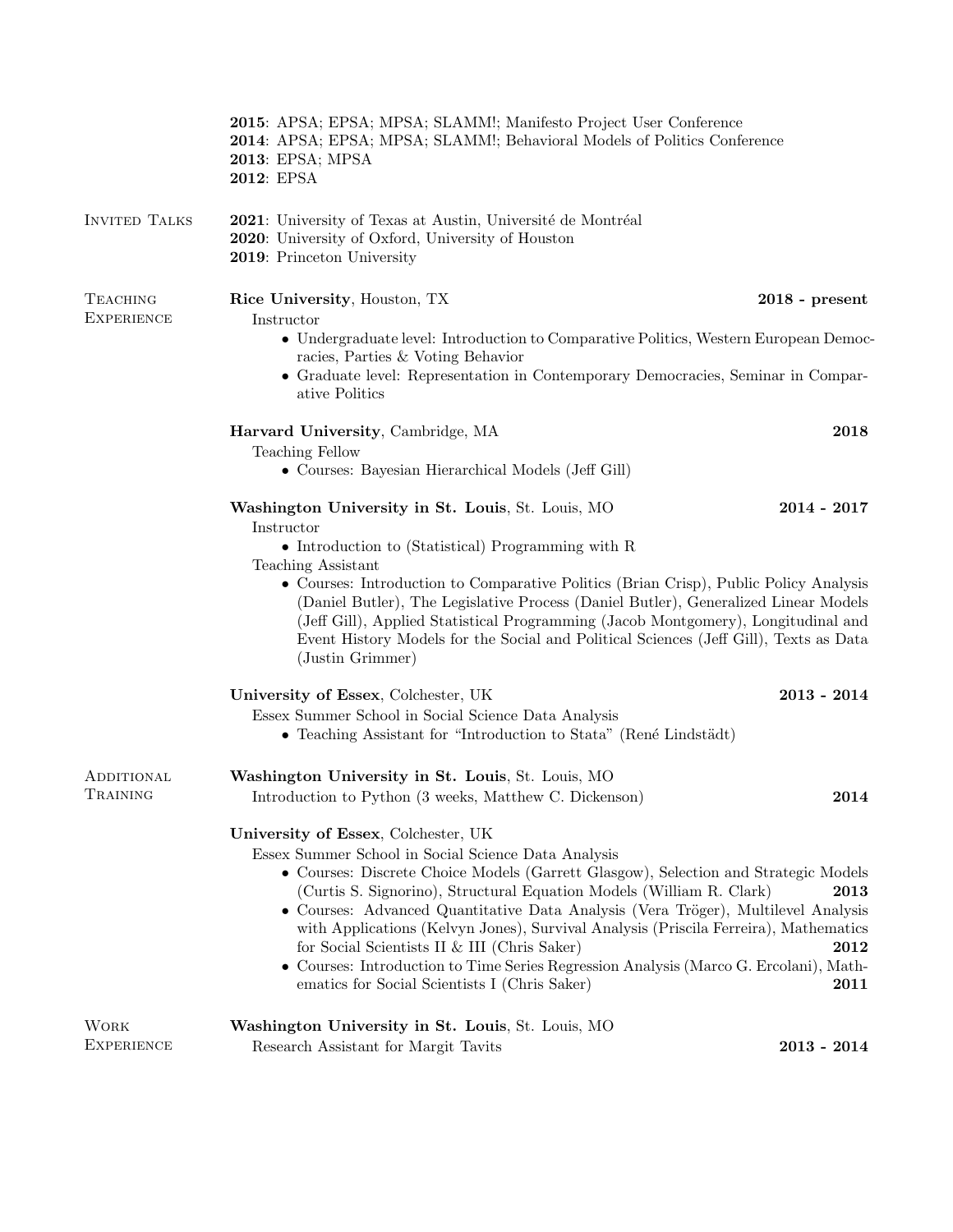**2015**: APSA; EPSA; MPSA; SLAMM!; Manifesto Project User Conference
**2014**: APSA; EPSA; MPSA; SLAMM!; Behavioral Models of Politics Conference
**2013**: EPSA; MPSA
**2012**: EPSA

## Invited Talks

**2021**: University of Texas at Austin, Université de Montréal
**2020**: University of Oxford, University of Houston
**2019**: Princeton University

## Teaching Experience

**Rice University**, Houston, TX — **2018 - present**

Instructor

- Undergraduate level: Introduction to Comparative Politics, Western European Democracies, Parties & Voting Behavior
- Graduate level: Representation in Contemporary Democracies, Seminar in Comparative Politics

**Harvard University**, Cambridge, MA — **2018**

Teaching Fellow

- Courses: Bayesian Hierarchical Models (Jeff Gill)

**Washington University in St. Louis**, St. Louis, MO — **2014 - 2017**

Instructor

- Introduction to (Statistical) Programming with R

Teaching Assistant

- Courses: Introduction to Comparative Politics (Brian Crisp), Public Policy Analysis (Daniel Butler), The Legislative Process (Daniel Butler), Generalized Linear Models (Jeff Gill), Applied Statistical Programming (Jacob Montgomery), Longitudinal and Event History Models for the Social and Political Sciences (Jeff Gill), Texts as Data (Justin Grimmer)

**University of Essex**, Colchester, UK — **2013 - 2014**

Essex Summer School in Social Science Data Analysis

- Teaching Assistant for "Introduction to Stata" (René Lindstädt)

## Additional Training

**Washington University in St. Louis**, St. Louis, MO

Introduction to Python (3 weeks, Matthew C. Dickenson) — **2014**

**University of Essex**, Colchester, UK

Essex Summer School in Social Science Data Analysis

- Courses: Discrete Choice Models (Garrett Glasgow), Selection and Strategic Models (Curtis S. Signorino), Structural Equation Models (William R. Clark) — **2013**
- Courses: Advanced Quantitative Data Analysis (Vera Tröger), Multilevel Analysis with Applications (Kelvyn Jones), Survival Analysis (Priscila Ferreira), Mathematics for Social Scientists II & III (Chris Saker) — **2012**
- Courses: Introduction to Time Series Regression Analysis (Marco G. Ercolani), Mathematics for Social Scientists I (Chris Saker) — **2011**

## Work Experience

**Washington University in St. Louis**, St. Louis, MO

Research Assistant for Margit Tavits — **2013 - 2014**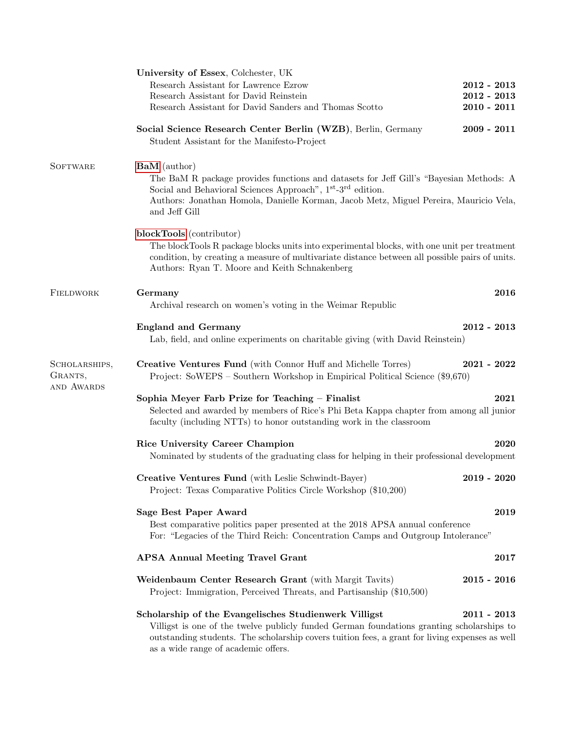**University of Essex**, Colchester, UK

- Research Assistant for Lawrence Ezrow **2012 - 2013**
- Research Assistant for David Reinstein **2012 - 2013**
- Research Assistant for David Sanders and Thomas Scotto **2010 - 2011**

**Social Science Research Center Berlin (WZB)**, Berlin, Germany **2009 - 2011**
Student Assistant for the Manifesto-Project

## Software

**BaM** (author)
The BaM R package provides functions and datasets for Jeff Gill's "Bayesian Methods: A Social and Behavioral Sciences Approach", 1st-3rd edition.
Authors: Jonathan Homola, Danielle Korman, Jacob Metz, Miguel Pereira, Mauricio Vela, and Jeff Gill

**blockTools** (contributor)
The blockTools R package blocks units into experimental blocks, with one unit per treatment condition, by creating a measure of multivariate distance between all possible pairs of units.
Authors: Ryan T. Moore and Keith Schnakenberg

## Fieldwork

**Germany** **2016**
Archival research on women's voting in the Weimar Republic

**England and Germany** **2012 - 2013**
Lab, field, and online experiments on charitable giving (with David Reinstein)

## Scholarships, Grants, and Awards

**Creative Ventures Fund** (with Connor Huff and Michelle Torres) **2021 - 2022**
Project: SoWEPS – Southern Workshop in Empirical Political Science ($9,670)

**Sophia Meyer Farb Prize for Teaching – Finalist** **2021**
Selected and awarded by members of Rice's Phi Beta Kappa chapter from among all junior faculty (including NTTs) to honor outstanding work in the classroom

**Rice University Career Champion** **2020**
Nominated by students of the graduating class for helping in their professional development

**Creative Ventures Fund** (with Leslie Schwindt-Bayer) **2019 - 2020**
Project: Texas Comparative Politics Circle Workshop ($10,200)

**Sage Best Paper Award** **2019**
Best comparative politics paper presented at the 2018 APSA annual conference
For: "Legacies of the Third Reich: Concentration Camps and Outgroup Intolerance"

**APSA Annual Meeting Travel Grant** **2017**

**Weidenbaum Center Research Grant** (with Margit Tavits) **2015 - 2016**
Project: Immigration, Perceived Threats, and Partisanship ($10,500)

**Scholarship of the Evangelisches Studienwerk Villigst** **2011 - 2013**
Villigst is one of the twelve publicly funded German foundations granting scholarships to outstanding students. The scholarship covers tuition fees, a grant for living expenses as well as a wide range of academic offers.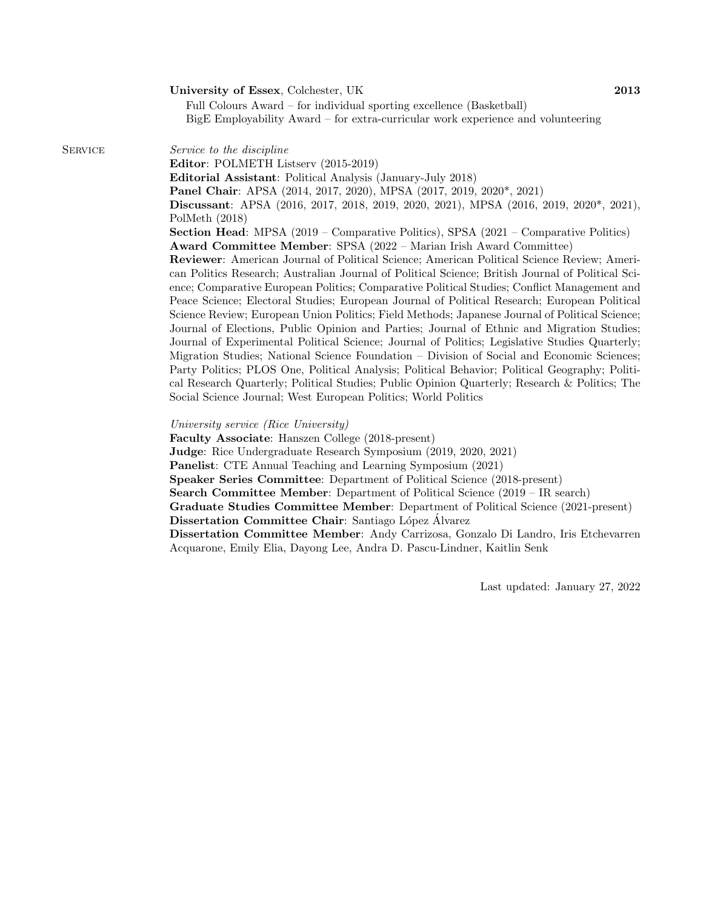**University of Essex**, Colchester, UK **2013**

Full Colours Award – for individual sporting excellence (Basketball)
BigE Employability Award – for extra-curricular work experience and volunteering

## Service

*Service to the discipline*

**Editor**: POLMETH Listserv (2015-2019)
**Editorial Assistant**: Political Analysis (January-July 2018)
**Panel Chair**: APSA (2014, 2017, 2020), MPSA (2017, 2019, 2020*, 2021)
**Discussant**: APSA (2016, 2017, 2018, 2019, 2020, 2021), MPSA (2016, 2019, 2020*, 2021), PolMeth (2018)
**Section Head**: MPSA (2019 – Comparative Politics), SPSA (2021 – Comparative Politics)
**Award Committee Member**: SPSA (2022 – Marian Irish Award Committee)
**Reviewer**: American Journal of Political Science; American Political Science Review; American Politics Research; Australian Journal of Political Science; British Journal of Political Science; Comparative European Politics; Comparative Political Studies; Conflict Management and Peace Science; Electoral Studies; European Journal of Political Research; European Political Science Review; European Union Politics; Field Methods; Japanese Journal of Political Science; Journal of Elections, Public Opinion and Parties; Journal of Ethnic and Migration Studies; Journal of Experimental Political Science; Journal of Politics; Legislative Studies Quarterly; Migration Studies; National Science Foundation – Division of Social and Economic Sciences; Party Politics; PLOS One, Political Analysis; Political Behavior; Political Geography; Political Research Quarterly; Political Studies; Public Opinion Quarterly; Research & Politics; The Social Science Journal; West European Politics; World Politics

*University service (Rice University)*

**Faculty Associate**: Hanszen College (2018-present)
**Judge**: Rice Undergraduate Research Symposium (2019, 2020, 2021)
**Panelist**: CTE Annual Teaching and Learning Symposium (2021)
**Speaker Series Committee**: Department of Political Science (2018-present)
**Search Committee Member**: Department of Political Science (2019 – IR search)
**Graduate Studies Committee Member**: Department of Political Science (2021-present)
**Dissertation Committee Chair**: Santiago López Álvarez
**Dissertation Committee Member**: Andy Carrizosa, Gonzalo Di Landro, Iris Etchevarren Acquarone, Emily Elia, Dayong Lee, Andra D. Pascu-Lindner, Kaitlin Senk

Last updated: January 27, 2022